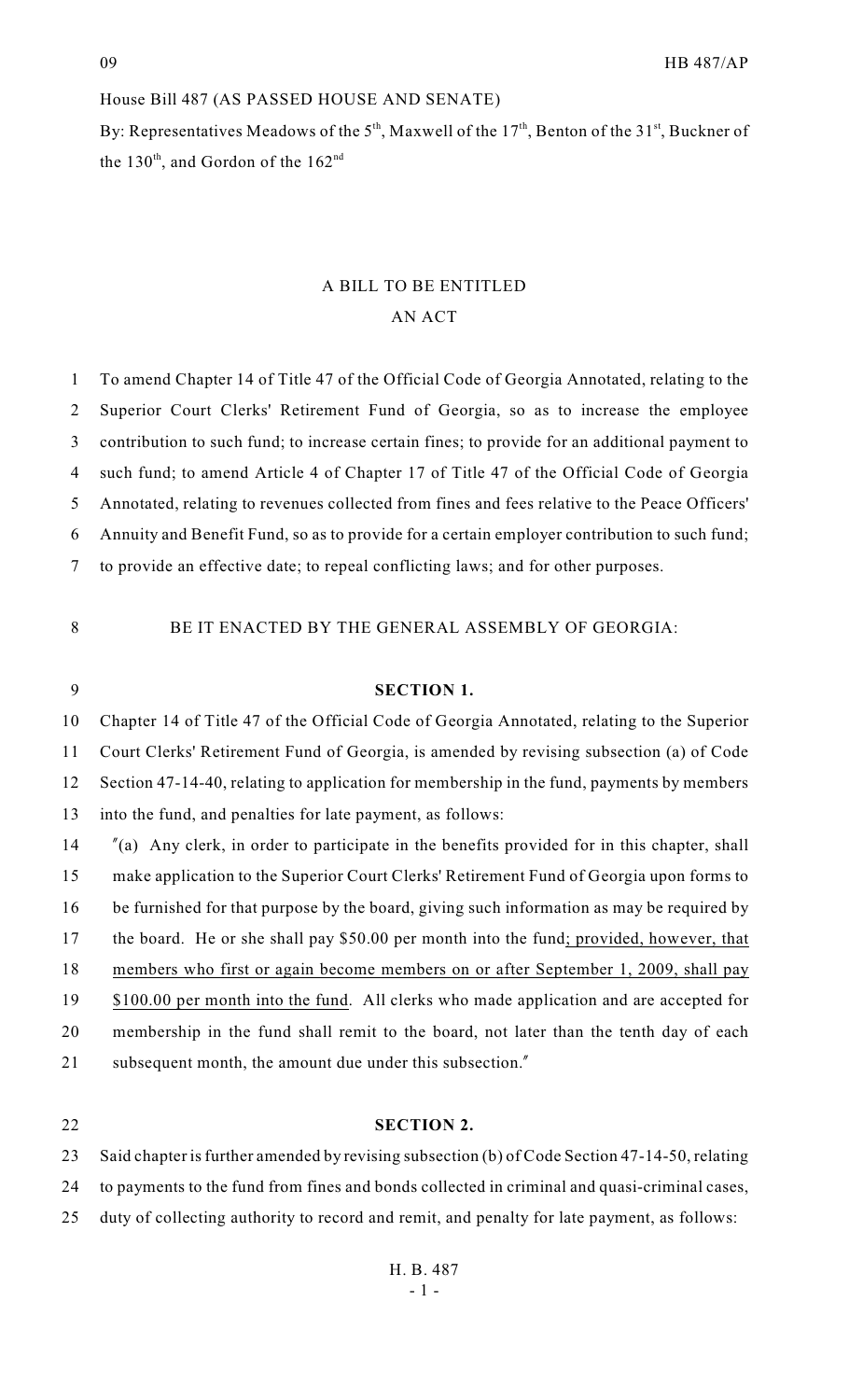House Bill 487 (AS PASSED HOUSE AND SENATE)

By: Representatives Meadows of the 5th, Maxwell of the 17th, Benton of the 31st, Buckner of the 130th, and Gordon of the 162nd

# A BILL TO BE ENTITLED
# AN ACT

1 To amend Chapter 14 of Title 47 of the Official Code of Georgia Annotated, relating to the
2 Superior Court Clerks' Retirement Fund of Georgia, so as to increase the employee
3 contribution to such fund; to increase certain fines; to provide for an additional payment to
4 such fund; to amend Article 4 of Chapter 17 of Title 47 of the Official Code of Georgia
5 Annotated, relating to revenues collected from fines and fees relative to the Peace Officers'
6 Annuity and Benefit Fund, so as to provide for a certain employer contribution to such fund;
7 to provide an effective date; to repeal conflicting laws; and for other purposes.

8 BE IT ENACTED BY THE GENERAL ASSEMBLY OF GEORGIA:

9 **SECTION 1.**

10 Chapter 14 of Title 47 of the Official Code of Georgia Annotated, relating to the Superior
11 Court Clerks' Retirement Fund of Georgia, is amended by revising subsection (a) of Code
12 Section 47-14-40, relating to application for membership in the fund, payments by members
13 into the fund, and penalties for late payment, as follows:

14 "(a) Any clerk, in order to participate in the benefits provided for in this chapter, shall
15 make application to the Superior Court Clerks' Retirement Fund of Georgia upon forms to
16 be furnished for that purpose by the board, giving such information as may be required by
17 the board. He or she shall pay $50.00 per month into the fund<u>; provided, however, that</u>
18 <u>members who first or again become members on or after September 1, 2009, shall pay</u>
19 <u>$100.00 per month into the fund</u>. All clerks who made application and are accepted for
20 membership in the fund shall remit to the board, not later than the tenth day of each
21 subsequent month, the amount due under this subsection."

22 **SECTION 2.**

23 Said chapter is further amended by revising subsection (b) of Code Section 47-14-50, relating
24 to payments to the fund from fines and bonds collected in criminal and quasi-criminal cases,
25 duty of collecting authority to record and remit, and penalty for late payment, as follows: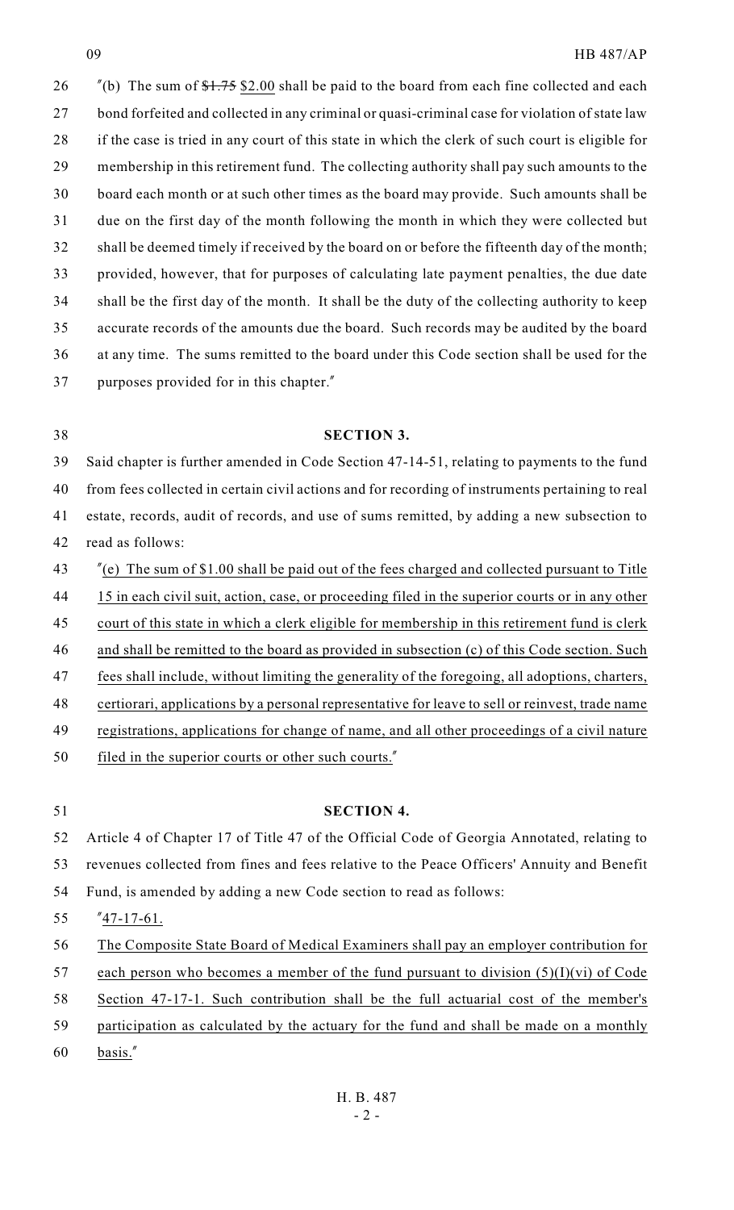"(b) The sum of ~~$1.75~~ $2.00 shall be paid to the board from each fine collected and each bond forfeited and collected in any criminal or quasi-criminal case for violation of state law if the case is tried in any court of this state in which the clerk of such court is eligible for membership in this retirement fund. The collecting authority shall pay such amounts to the board each month or at such other times as the board may provide. Such amounts shall be due on the first day of the month following the month in which they were collected but shall be deemed timely if received by the board on or before the fifteenth day of the month; provided, however, that for purposes of calculating late payment penalties, the due date shall be the first day of the month. It shall be the duty of the collecting authority to keep accurate records of the amounts due the board. Such records may be audited by the board at any time. The sums remitted to the board under this Code section shall be used for the purposes provided for in this chapter."

**SECTION 3.**

Said chapter is further amended in Code Section 47-14-51, relating to payments to the fund from fees collected in certain civil actions and for recording of instruments pertaining to real estate, records, audit of records, and use of sums remitted, by adding a new subsection to read as follows:

"(e) The sum of $1.00 shall be paid out of the fees charged and collected pursuant to Title 15 in each civil suit, action, case, or proceeding filed in the superior courts or in any other court of this state in which a clerk eligible for membership in this retirement fund is clerk and shall be remitted to the board as provided in subsection (c) of this Code section. Such fees shall include, without limiting the generality of the foregoing, all adoptions, charters, certiorari, applications by a personal representative for leave to sell or reinvest, trade name registrations, applications for change of name, and all other proceedings of a civil nature filed in the superior courts or other such courts."

**SECTION 4.**

Article 4 of Chapter 17 of Title 47 of the Official Code of Georgia Annotated, relating to revenues collected from fines and fees relative to the Peace Officers' Annuity and Benefit Fund, is amended by adding a new Code section to read as follows:

"47-17-61.

The Composite State Board of Medical Examiners shall pay an employer contribution for each person who becomes a member of the fund pursuant to division (5)(I)(vi) of Code Section 47-17-1. Such contribution shall be the full actuarial cost of the member's participation as calculated by the actuary for the fund and shall be made on a monthly basis."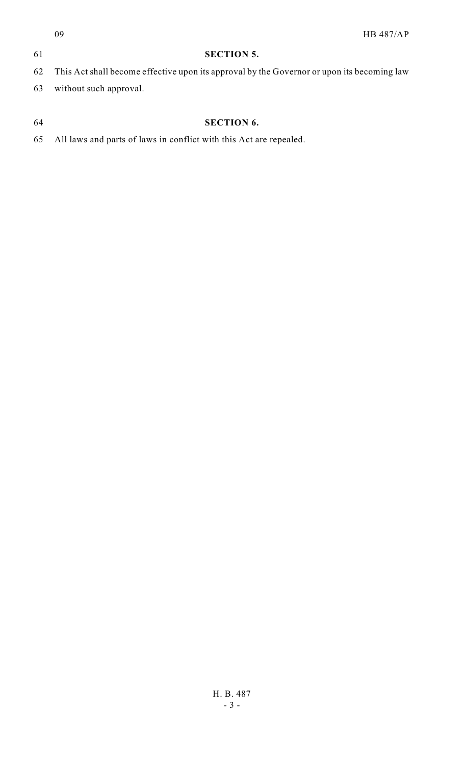**SECTION 5.**

This Act shall become effective upon its approval by the Governor or upon its becoming law without such approval.

**SECTION 6.**

All laws and parts of laws in conflict with this Act are repealed.